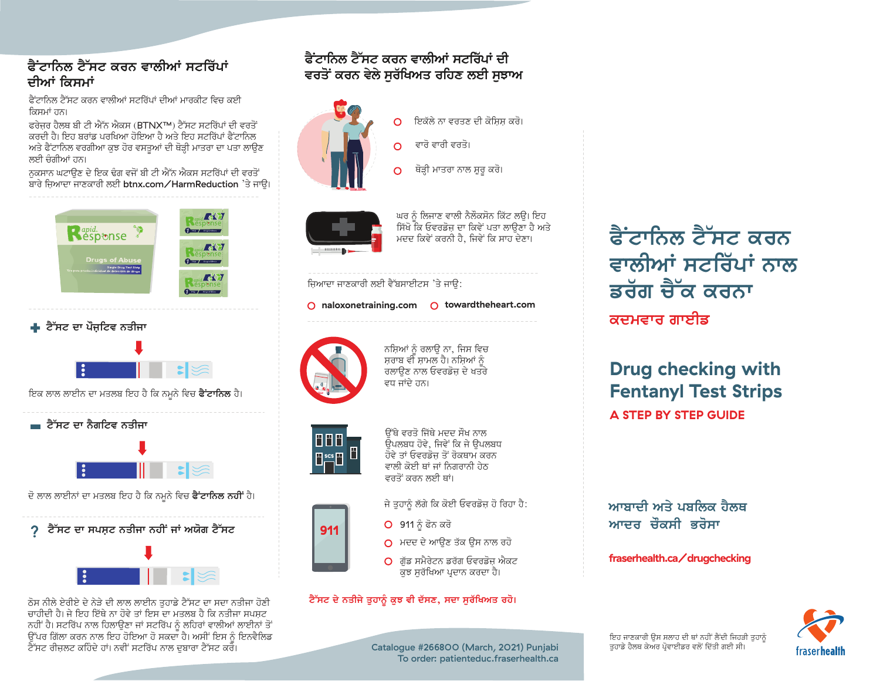## ਫੈਂਟਾਨਿਲ ਟੈੱਸਟ ਕਰਨ ਵਾਲੀਆਂ ਸਟਰਿੱਪਾਂ ਦੀਆਂ ਕਿਸਮਾਂ

ਫੈਂਟਾਨਿਲ ਟੈੱਸਟ ਕਰਨ ਵਾਲੀਆਂ ਸਟਰਿੱਪਾਂ ਦੀਆਂ ਮਾਰਕੀਟ ਵਿਚ ਕਈ ਕਿਸਮਾਂ ਹਨ।

ਫਰੇਜ਼ਰ ਹੈਲਥ ਬੀ ਟੀ ਐੱਨ ਐਕਸ (BTNX™) ਟੈੱਸਟ ਸਟਰਿੱਪਾਂ ਦੀ ਵਰਤੋਂ ਕਰਦੀ ਹੈ। ਇਹ ਬਰਾਂਡ ਪਰਖਿਆ ਹੋਇਆ ਹੈ ਅਤੇ ਇਹ ਸਟਰਿੱਪਾਂ ਫੈਂਟਾਨਿਲ ਅਤੇ ਫੈਂਟਾਨਿਲ ਵਰਗੀਆ ਕੁਝ ਹੋਰ ਵਸਤੂਆਂ ਦੀ ਥੋੜ੍ਹੀ ਮਾਤਰਾ ਦਾ ਪਤਾ ਲਾਉਣ ਲਈ ਚੰਗੀਆਂ ਹਨ।

ਨੁਕਸਾਨ ਘਟਾਉਣ ਦੇ ਇਕ ਢੰਗ ਵਜੋਂ ਬੀ ਟੀ ਐੱਨ ਐਕਸ ਸਟਰਿੱਪਾਂ ਦੀ ਵਰਤੋਂ ਬਾਰੇ ਜ਼ਿਆਦਾ ਜਾਣਕਾਰੀ ਲਈ **btnx.com/HarmReduction** 'ਤੇ ਜਾਉ।

### + ਟੈੱਸਟ ਦਾ ਪੌਜ਼ਟਿਵ ਨਤੀਜਾ

ਇਕ ਲਾਲ ਲਾਈਨ ਦਾ ਮਤਲਬ ਇਹ ਹੈ ਕਿ ਨਮੂਨੇ ਵਿਚ **ਫੈਂਟਾਨਿਲ** ਹੈ।

### – ਟੈੱਸਟ ਦਾ ਨੈਗਟਿਵ ਨਤੀਜਾ

ਦੋ ਲਾਲ ਲਾਈਨਾਂ ਦਾ ਮਤਲਬ ਇਹ ਹੈ ਕਿ ਨਮੂਨੇ ਵਿਚ **ਫੈਂਟਾਨਿਲ ਨਹੀਂ** ਹੈ।

### ? ਟੈੱਸਟ ਦਾ ਸਪਸ਼ਟ ਨਤੀਜਾ ਨਹੀਂ ਜਾਂ ਅਯੋਗ ਟੈੱਸਟ

ਠੋਸ ਨੀਲੇ ਏਰੀਏ ਦੇ ਨੇੜੇ ਦੀ ਲਾਲ ਲਾਈਨ ਤੁਹਾਡੇ ਟੈੱਸਟ ਦਾ ਸਦਾ ਨਤੀਜਾ ਹੋਣੀ ਚਾਹੀਦੀ ਹੈ। ਜੇ ਇਹ ਇੱਥੇ ਨਾ ਹੋਵੇ ਤਾਂ ਇਸ ਦਾ ਮਤਲਬ ਹੈ ਕਿ ਨਤੀਜਾ ਸਪਸ਼ਟ ਨਹੀਂ ਹੈ। ਸਟਰਿੱਪ ਨਾਲ ਹਿਲਾਉਣਾ ਜਾਂ ਸਟਰਿੱਪ ਨੂੰ ਲਹਿਰਾਂ ਵਾਲੀਆਂ ਲਾਈਨਾਂ ਤੋਂ ਉੱਪਰ ਗਿੱਲਾ ਕਰਨ ਨਾਲ ਇਹ ਹੋਇਆ ਹੋ ਸਕਦਾ ਹੈ। ਅਸੀਂ ਇਸ ਨੂੰ ਇਨਵੈਲਿਡ ਟੈੱਸਟ ਰੀਜ਼ਲਟ ਕਹਿੰਦੇ ਹਾਂ। ਨਵੀਂ ਸਟਰਿੱਪ ਨਾਲ ਦੁਬਾਰਾ ਟੈੱਸਟ ਕਰੋ।

## ਫੈਂਟਾਨਿਲ ਟੈੱਸਟ ਕਰਨ ਵਾਲੀਆਂ ਸਟਰਿੱਪਾਂ ਦੀ ਵਰਤੋਂ ਕਰਨ ਵੇਲੇ ਸੁਰੱਖਿਅਤ ਰਹਿਣ ਲਈ ਸੁਝਾਅ

- ਇਕੱਲੇ ਨਾ ਵਰਤਣ ਦੀ ਕੋਸ਼ਿਸ਼ ਕਰੋ।
- ਵਾਰੋ ਵਾਰੀ ਵਰਤੋ।
- ਥੋੜ੍ਹੀ ਮਾਤਰਾ ਨਾਲ ਸ਼ੁਰੂ ਕਰੋ।

ਘਰ ਨੂੰ ਲਿਜਾਣ ਵਾਲੀ ਨੈਲੌਕਸੋਨ ਕਿੱਟ ਲਉ। ਇਹ ਸਿੱਖੋ ਕਿ ਓਵਰਡੋਜ਼ ਦਾ ਕਿਵੇਂ ਪਤਾ ਲਾਉਣਾ ਹੈ ਅਤੇ ਮਦਦ ਕਿਵੇਂ ਕਰਨੀ ਹੈ, ਜਿਵੇਂ ਕਿ ਸਾਹ ਦੇਣਾ।

ਜ਼ਿਆਦਾ ਜਾਣਕਾਰੀ ਲਈ ਵੈੱਬਸਾਈਟਸ 'ਤੇ ਜਾਉ:

- **naloxonetraining.com**
- **towardtheheart.com**

ਨਸ਼ਿਆਂ ਨੂੰ ਰਲਾਉ ਨਾ, ਜਿਸ ਵਿਚ ਸ਼ਰਾਬ ਵੀ ਸ਼ਾਮਲ ਹੈ। ਨਸ਼ਿਆਂ ਨੂੰ ਰਲਾਉਣ ਨਾਲ ਓਵਰਡੋਜ਼ ਦੇ ਖਤਰੇ ਵਧ ਜਾਂਦੇ ਹਨ।

ਉੱਥੇ ਵਰਤੋ ਜਿੱਥੇ ਮਦਦ ਸੌਖ ਨਾਲ ਉਪਲਬਧ ਹੋਵੇ, ਜਿਵੇਂ ਕਿ ਜੇ ਉਪਲਬਧ ਹੋਵੇ ਤਾਂ ਓਵਰਡੋਜ਼ ਤੋਂ ਰੋਕਥਾਮ ਕਰਨ ਵਾਲੀ ਕੋਈ ਥਾਂ ਜਾਂ ਨਿਗਰਾਨੀ ਹੇਠ ਵਰਤੋਂ ਕਰਨ ਲਈ ਥਾਂ।

ਜੇ ਤੁਹਾਨੂੰ ਲੱਗੇ ਕਿ ਕੋਈ ਓਵਰਡੋਜ਼ ਹੋ ਰਿਹਾ ਹੈ:

- 911 ਨੂੰ ਫੋਨ ਕਰੋ
- ਮਦਦ ਦੇ ਆਉਣ ਤੱਕ ਉਸ ਨਾਲ ਰਹੋ
- ਗੁੱਡ ਸਮੈਰੇਟਨ ਡਰੱਗ ਓਵਰਡੋਜ਼ ਐਕਟ ਕੁਝ ਸੁਰੱਖਿਆ ਪ੍ਰਦਾਨ ਕਰਦਾ ਹੈ।

**ਟੈੱਸਟ ਦੇ ਨਤੀਜੇ ਤੁਹਾਨੂੰ ਕੁਝ ਵੀ ਦੱਸਣ, ਸਦਾ ਸੁਰੱਖਿਅਤ ਰਹੋ।**

Catalogue #266800 (March, 2021) Punjabi
To order: patienteduc.fraserhealth.ca

# ਫੈਂਟਾਨਿਲ ਟੈੱਸਟ ਕਰਨ ਵਾਲੀਆਂ ਸਟਰਿੱਪਾਂ ਨਾਲ ਡਰੱਗ ਚੈੱਕ ਕਰਨਾ

**ਕਦਮਵਾਰ ਗਾਈਡ**

# Drug checking with Fentanyl Test Strips

**A STEP BY STEP GUIDE**

ਆਬਾਦੀ ਅਤੇ ਪਬਲਿਕ ਹੈਲਥ
ਆਦਰ ਚੌਕਸੀ ਭਰੋਸਾ

**fraserhealth.ca/drugchecking**

ਇਹ ਜਾਣਕਾਰੀ ਉਸ ਸਲਾਹ ਦੀ ਥਾਂ ਨਹੀਂ ਲੈਂਦੀ ਜਿਹੜੀ ਤੁਹਾਨੂੰ ਤੁਹਾਡੇ ਹੈਲਥ ਕੇਅਰ ਪ੍ਰੋਵਾਈਡਰ ਵਲੋਂ ਦਿੱਤੀ ਗਈ ਸੀ।

fraserhealth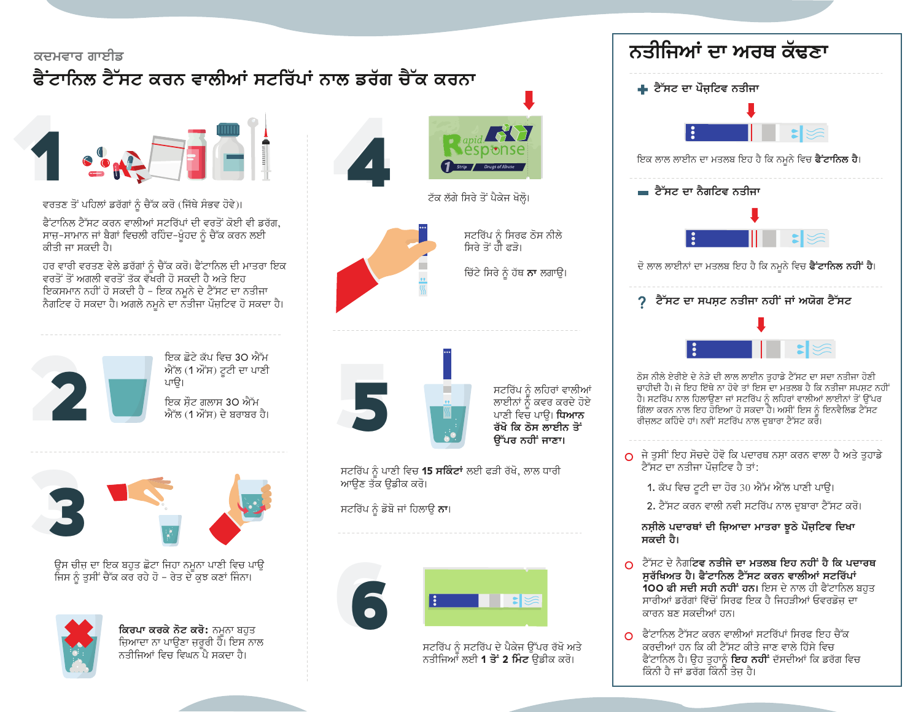ਕਦਮਵਾਰ ਗਾਈਡ

# ਫੈਂਟਾਨਿਲ ਟੈੱਸਟ ਕਰਨ ਵਾਲੀਆਂ ਸਟਰਿੱਪਾਂ ਨਾਲ ਡਰੱਗ ਚੈੱਕ ਕਰਨਾ

## 1

ਵਰਤਣ ਤੋਂ ਪਹਿਲਾਂ ਡਰੱਗਾਂ ਨੂੰ ਚੈੱਕ ਕਰੋ (ਜਿੱਥੇ ਸੰਭਵ ਹੋਵੇ)।

ਫੈਂਟਾਨਿਲ ਟੈੱਸਟ ਕਰਨ ਵਾਲੀਆਂ ਸਟਰਿੱਪਾਂ ਦੀ ਵਰਤੋਂ ਕੋਈ ਵੀ ਡਰੱਗ, ਸਾਜ਼-ਸਾਮਾਨ ਜਾਂ ਬੈਗਾਂ ਵਿਚਲੀ ਰਹਿੰਦ-ਖੂੰਹਦ ਨੂੰ ਚੈੱਕ ਕਰਨ ਲਈ ਕੀਤੀ ਜਾ ਸਕਦੀ ਹੈ।

ਹਰ ਵਾਰੀ ਵਰਤਣ ਵੇਲੇ ਡਰੱਗਾਂ ਨੂੰ ਚੈੱਕ ਕਰੋ। ਫੈਂਟਾਨਿਲ ਦੀ ਮਾਤਰਾ ਇਕ ਵਰਤੋਂ ਤੋਂ ਅਗਲੀ ਵਰਤੋਂ ਤੱਕ ਵੱਖਰੀ ਹੋ ਸਕਦੀ ਹੈ ਅਤੇ ਇਹ ਇਕਸਮਾਨ ਨਹੀਂ ਹੋ ਸਕਦੀ ਹੈ - ਇਕ ਨਮੂਨੇ ਦੇ ਟੈੱਸਟ ਦਾ ਨਤੀਜਾ ਨੈਗਟਿਵ ਹੋ ਸਕਦਾ ਹੈ। ਅਗਲੇ ਨਮੂਨੇ ਦਾ ਨਤੀਜਾ ਪੌਜ਼ਟਿਵ ਹੋ ਸਕਦਾ ਹੈ।

## 2

ਇਕ ਛੋਟੇ ਕੱਪ ਵਿਚ 30 ਐੱਮ ਐੱਲ (1 ਔਂਸ) ਟੂਟੀ ਦਾ ਪਾਣੀ ਪਾਉ।

ਇਕ ਸ਼ੌਟ ਗਲਾਸ 30 ਐੱਮ ਐੱਲ (1 ਔਂਸ) ਦੇ ਬਰਾਬਰ ਹੈ।

## 3

ਉਸ ਚੀਜ਼ ਦਾ ਇਕ ਬਹੁਤ ਛੋਟਾ ਜਿਹਾ ਨਮੂਨਾ ਪਾਣੀ ਵਿਚ ਪਾਉ ਜਿਸ ਨੂੰ ਤੁਸੀਂ ਚੈੱਕ ਕਰ ਰਹੇ ਹੋ - ਰੇਤ ਦੇ ਕੁਝ ਕਣਾਂ ਜਿੰਨਾ।

**ਕਿਰਪਾ ਕਰਕੇ ਨੋਟ ਕਰੋ:** ਨਮੂਨਾ ਬਹੁਤ ਜ਼ਿਆਦਾ ਨਾ ਪਾਉਣਾ ਜ਼ਰੂਰੀ ਹੈ। ਇਸ ਨਾਲ ਨਤੀਜਿਆਂ ਵਿਚ ਵਿਘਨ ਪੈ ਸਕਦਾ ਹੈ।

## 4

Rapid Response
1 Strip Drugs of Abuse

ਟੱਕ ਲੱਗੇ ਸਿਰੇ ਤੋਂ ਪੈਕੇਜ ਖੋਲ੍ਹੋ।

ਸਟਰਿੱਪ ਨੂੰ ਸਿਰਫ ਠੋਸ ਨੀਲੇ ਸਿਰੇ ਤੋਂ ਹੀ ਫੜੋ।

ਚਿੱਟੇ ਸਿਰੇ ਨੂੰ ਹੱਥ **ਨਾ** ਲਗਾਉ।

## 5

ਸਟਰਿੱਪ ਨੂੰ ਲਹਿਰਾਂ ਵਾਲੀਆਂ ਲਾਈਨਾਂ ਨੂੰ ਕਵਰ ਕਰਦੇ ਹੋਏ ਪਾਣੀ ਵਿਚ ਪਾਉ। **ਧਿਆਨ ਰੱਖੋ ਕਿ ਠੋਸ ਲਾਈਨ ਤੋਂ ਉੱਪਰ ਨਹੀਂ ਜਾਣਾ।**

ਸਟਰਿੱਪ ਨੂੰ ਪਾਣੀ ਵਿਚ **15 ਸਕਿੰਟਾਂ** ਲਈ ਫੜੀ ਰੱਖੋ, ਲਾਲ ਧਾਰੀ ਆਉਣ ਤੱਕ ਉਡੀਕ ਕਰੋ।

ਸਟਰਿੱਪ ਨੂੰ ਡੋਬੋ ਜਾਂ ਹਿਲਾਉ **ਨਾ**।

## 6

ਸਟਰਿੱਪ ਨੂੰ ਸਟਰਿੱਪ ਦੇ ਪੈਕੇਜ ਉੱਪਰ ਰੱਖੋ ਅਤੇ ਨਤੀਜਿਆਂ ਲਈ **1 ਤੋਂ 2 ਮਿੰਟ** ਉਡੀਕ ਕਰੋ।

# ਨਤੀਜਿਆਂ ਦਾ ਅਰਥ ਕੱਢਣਾ

### + ਟੈੱਸਟ ਦਾ ਪੌਜ਼ਟਿਵ ਨਤੀਜਾ

ਇਕ ਲਾਲ ਲਾਈਨ ਦਾ ਮਤਲਬ ਇਹ ਹੈ ਕਿ ਨਮੂਨੇ ਵਿਚ **ਫੈਂਟਾਨਿਲ ਹੈ**।

### − ਟੈੱਸਟ ਦਾ ਨੈਗਟਿਵ ਨਤੀਜਾ

ਦੋ ਲਾਲ ਲਾਈਨਾਂ ਦਾ ਮਤਲਬ ਇਹ ਹੈ ਕਿ ਨਮੂਨੇ ਵਿਚ **ਫੈਂਟਾਨਿਲ ਨਹੀਂ ਹੈ**।

### ? ਟੈੱਸਟ ਦਾ ਸਪਸ਼ਟ ਨਤੀਜਾ ਨਹੀਂ ਜਾਂ ਅਯੋਗ ਟੈੱਸਟ

ਠੋਸ ਨੀਲੇ ਏਰੀਏ ਦੇ ਨੇੜੇ ਦੀ ਲਾਲ ਲਾਈਨ ਤੁਹਾਡੇ ਟੈੱਸਟ ਦਾ ਸਦਾ ਨਤੀਜਾ ਹੋਣੀ ਚਾਹੀਦੀ ਹੈ। ਜੇ ਇਹ ਇੱਥੇ ਨਾ ਹੋਵੇ ਤਾਂ ਇਸ ਦਾ ਮਤਲਬ ਹੈ ਕਿ ਨਤੀਜਾ ਸਪਸ਼ਟ ਨਹੀਂ ਹੈ। ਸਟਰਿੱਪ ਨਾਲ ਹਿਲਾਉਣਾ ਜਾਂ ਸਟਰਿੱਪ ਨੂੰ ਲਹਿਰਾਂ ਵਾਲੀਆਂ ਲਾਈਨਾਂ ਤੋਂ ਉੱਪਰ ਗਿੱਲਾ ਕਰਨ ਨਾਲ ਇਹ ਹੋਇਆ ਹੋ ਸਕਦਾ ਹੈ। ਅਸੀਂ ਇਸ ਨੂੰ ਇਨਵੈਲਿਡ ਟੈੱਸਟ ਰੀਜ਼ਲਟ ਕਹਿੰਦੇ ਹਾਂ। ਨਵੀਂ ਸਟਰਿੱਪ ਨਾਲ ਦੁਬਾਰਾ ਟੈੱਸਟ ਕਰੋ।

- ਜੇ ਤੁਸੀਂ ਇਹ ਸੋਚਦੇ ਹੋਵੋ ਕਿ ਪਦਾਰਥ ਨਸ਼ਾ ਕਰਨ ਵਾਲਾ ਹੈ ਅਤੇ ਤੁਹਾਡੇ ਟੈੱਸਟ ਦਾ ਨਤੀਜਾ ਪੌਜ਼ਟਿਵ ਹੈ ਤਾਂ:
  1. ਕੱਪ ਵਿਚ ਟੂਟੀ ਦਾ ਹੋਰ 30 ਐੱਮ ਐੱਲ ਪਾਣੀ ਪਾਉ।
  2. ਟੈੱਸਟ ਕਰਨ ਵਾਲੀ ਨਵੀਂ ਸਟਰਿੱਪ ਨਾਲ ਦੁਬਾਰਾ ਟੈੱਸਟ ਕਰੋ।

  **ਨਸ਼ੀਲੇ ਪਦਾਰਥਾਂ ਦੀ ਜ਼ਿਆਦਾ ਮਾਤਰਾ ਝੂਠੇ ਪੌਜ਼ਟਿਵ ਦਿਖਾ ਸਕਦੀ ਹੈ।**

- ਟੈੱਸਟ ਦੇ ਨੈਗਟਿਵ **ਨਤੀਜੇ ਦਾ ਮਤਲਬ ਇਹ ਨਹੀਂ ਹੈ ਕਿ ਪਦਾਰਥ ਸੁਰੱਖਿਅਤ ਹੈ। ਫੈਂਟਾਨਿਲ ਟੈੱਸਟ ਕਰਨ ਵਾਲੀਆਂ ਸਟਰਿੱਪਾਂ 100 ਫੀ ਸਦੀ ਸਹੀ ਨਹੀਂ ਹਨ।** ਇਸ ਦੇ ਨਾਲ ਹੀ ਫੈਂਟਾਨਿਲ ਬਹੁਤ ਸਾਰੀਆਂ ਡਰੱਗਾਂ ਵਿੱਚੋਂ ਸਿਰਫ ਇਕ ਹੈ ਜਿਹੜੀਆਂ ਓਵਰਡੋਜ਼ ਦਾ ਕਾਰਨ ਬਣ ਸਕਦੀਆਂ ਹਨ।

- ਫੈਂਟਾਨਿਲ ਟੈੱਸਟ ਕਰਨ ਵਾਲੀਆਂ ਸਟਰਿੱਪਾਂ ਸਿਰਫ ਇਹ ਚੈੱਕ ਕਰਦੀਆਂ ਹਨ ਕਿ ਕੀ ਟੈੱਸਟ ਕੀਤੇ ਜਾਣ ਵਾਲੇ ਹਿੱਸੇ ਵਿਚ ਫੈਂਟਾਨਿਲ ਹੈ। ਉਹ ਤੁਹਾਨੂੰ **ਇਹ ਨਹੀਂ** ਦੱਸਦੀਆਂ ਕਿ ਡਰੱਗ ਵਿਚ ਕਿੰਨੀ ਹੈ ਜਾਂ ਡਰੱਗ ਕਿੰਨੀ ਤੇਜ਼ ਹੈ।